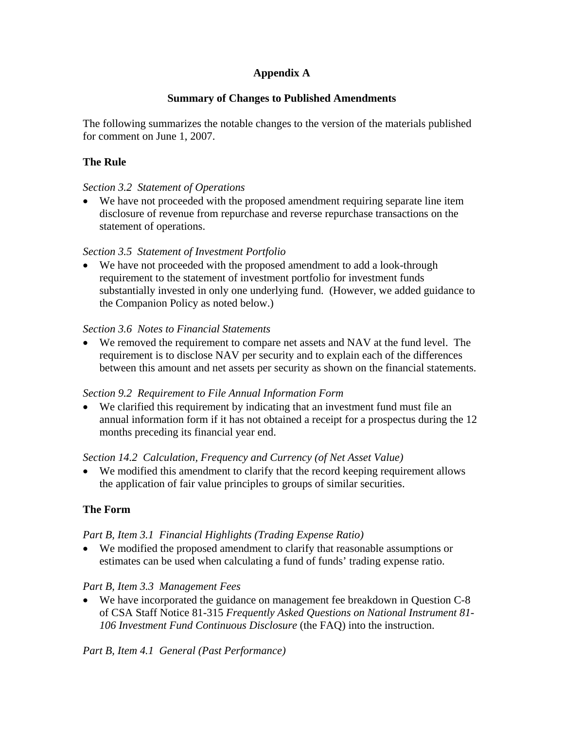# Appendix A

## Summary of Changes to Published Amendments

The following summarizes the notable changes to the version of the materials published for comment on June 1, 2007.

### The Rule

*Section 3.2 Statement of Operations*

- We have not proceeded with the proposed amendment requiring separate line item disclosure of revenue from repurchase and reverse repurchase transactions on the statement of operations.

*Section 3.5 Statement of Investment Portfolio*

- We have not proceeded with the proposed amendment to add a look-through requirement to the statement of investment portfolio for investment funds substantially invested in only one underlying fund. (However, we added guidance to the Companion Policy as noted below.)

*Section 3.6 Notes to Financial Statements*

- We removed the requirement to compare net assets and NAV at the fund level. The requirement is to disclose NAV per security and to explain each of the differences between this amount and net assets per security as shown on the financial statements.

*Section 9.2 Requirement to File Annual Information Form*

- We clarified this requirement by indicating that an investment fund must file an annual information form if it has not obtained a receipt for a prospectus during the 12 months preceding its financial year end.

*Section 14.2 Calculation, Frequency and Currency (of Net Asset Value)*

- We modified this amendment to clarify that the record keeping requirement allows the application of fair value principles to groups of similar securities.

### The Form

*Part B, Item 3.1 Financial Highlights (Trading Expense Ratio)*

- We modified the proposed amendment to clarify that reasonable assumptions or estimates can be used when calculating a fund of funds' trading expense ratio.

*Part B, Item 3.3 Management Fees*

- We have incorporated the guidance on management fee breakdown in Question C-8 of CSA Staff Notice 81-315 *Frequently Asked Questions on National Instrument 81-106 Investment Fund Continuous Disclosure* (the FAQ) into the instruction.

*Part B, Item 4.1 General (Past Performance)*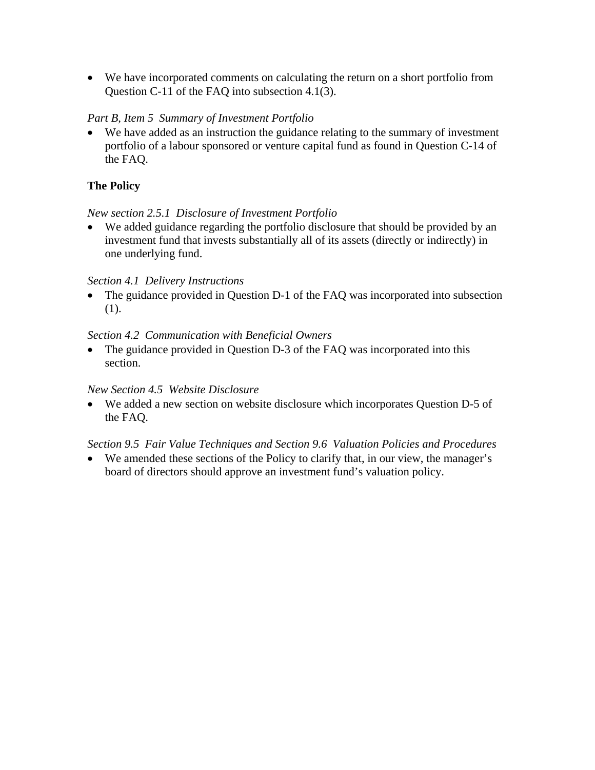- We have incorporated comments on calculating the return on a short portfolio from Question C-11 of the FAQ into subsection 4.1(3).

*Part B, Item 5  Summary of Investment Portfolio*

- We have added as an instruction the guidance relating to the summary of investment portfolio of a labour sponsored or venture capital fund as found in Question C-14 of the FAQ.

**The Policy**

*New section 2.5.1  Disclosure of Investment Portfolio*

- We added guidance regarding the portfolio disclosure that should be provided by an investment fund that invests substantially all of its assets (directly or indirectly) in one underlying fund.

*Section 4.1  Delivery Instructions*

- The guidance provided in Question D-1 of the FAQ was incorporated into subsection (1).

*Section 4.2  Communication with Beneficial Owners*

- The guidance provided in Question D-3 of the FAQ was incorporated into this section.

*New Section 4.5  Website Disclosure*

- We added a new section on website disclosure which incorporates Question D-5 of the FAQ.

*Section 9.5  Fair Value Techniques and Section 9.6  Valuation Policies and Procedures*

- We amended these sections of the Policy to clarify that, in our view, the manager's board of directors should approve an investment fund's valuation policy.